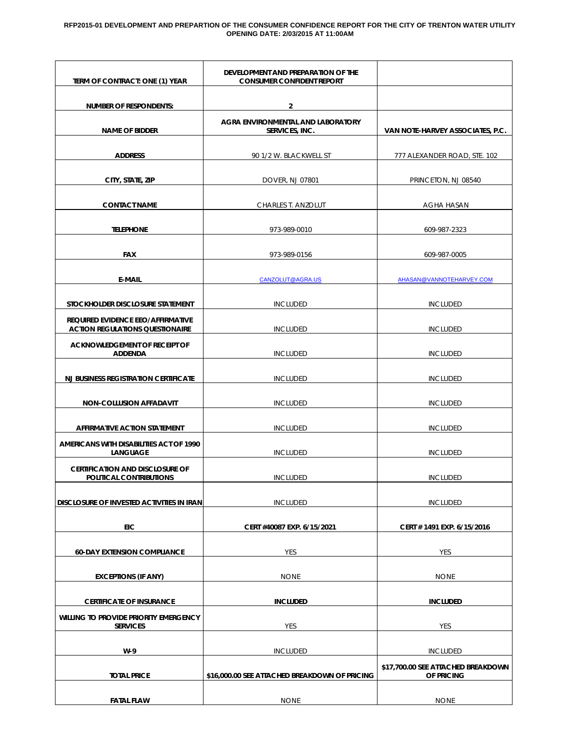**RFP2015-01 DEVELOPMENT AND PREPARTION OF THE CONSUMER CONFIDENCE REPORT FOR THE CITY OF TRENTON WATER UTILITY**
**OPENING DATE: 2/03/2015 AT 11:00AM**

| TERM OF CONTRACT: ONE (1) YEAR | DEVELOPMENT AND PREPARATION OF THE CONSUMER CONFIDENT REPORT | |
|---|---|---|
| NUMBER OF RESPONDENTS: | 2 | |
| NAME OF BIDDER | AGRA ENVIRONMENTAL AND LABORATORY SERVICES, INC. | VAN NOTE-HARVEY ASSOCIATES, P.C. |
| ADDRESS | 90 1/2 W. BLACKWELL ST | 777 ALEXANDER ROAD, STE. 102 |
| CITY, STATE, ZIP | DOVER, NJ 07801 | PRINCETON, NJ 08540 |
| CONTACT NAME | CHARLES T. ANZOLUT | AGHA HASAN |
| TELEPHONE | 973-989-0010 | 609-987-2323 |
| FAX | 973-989-0156 | 609-987-0005 |
| E-MAIL | CANZOLUT@AGRA.US | AHASAN@VANNOTEHARVEY.COM |
| STOCKHOLDER DISCLOSURE STATEMENT | INCLUDED | INCLUDED |
| REQUIRED EVIDENCE EEO/AFFIRMATIVE ACTION REGULATIONS QUESTIONAIRE | INCLUDED | INCLUDED |
| ACKNOWLEDGEMENT OF RECEIPT OF ADDENDA | INCLUDED | INCLUDED |
| NJ BUSINESS REGISTRATION CERTIFICATE | INCLUDED | INCLUDED |
| NON-COLLUSION AFFADAVIT | INCLUDED | INCLUDED |
| AFFIRMATIVE ACTION STATEMENT | INCLUDED | INCLUDED |
| AMERICANS WITH DISABILITIES ACT OF 1990 LANGUAGE | INCLUDED | INCLUDED |
| CERTIFICATION AND DISCLOSURE OF POLITICAL CONTRIBUTIONS | INCLUDED | INCLUDED |
| DISCLOSURE OF INVESTED ACTIVITIES IN IRAN | INCLUDED | INCLUDED |
| EIC | CERT #40087 EXP. 6/15/2021 | CERT # 1491 EXP. 6/15/2016 |
| 60-DAY EXTENSION COMPLIANCE | YES | YES |
| EXCEPTIONS (IF ANY) | NONE | NONE |
| CERTIFICATE OF INSURANCE | INCLUDED | INCLUDED |
| WILLING TO PROVIDE PRIORITY EMERGENCY SERVICES | YES | YES |
| W-9 | INCLUDED | INCLUDED |
| TOTAL PRICE | $16,000.00 SEE ATTACHED BREAKDOWN OF PRICING | $17,700.00 SEE ATTACHED BREAKDOWN OF PRICING |
| FATAL FLAW | NONE | NONE |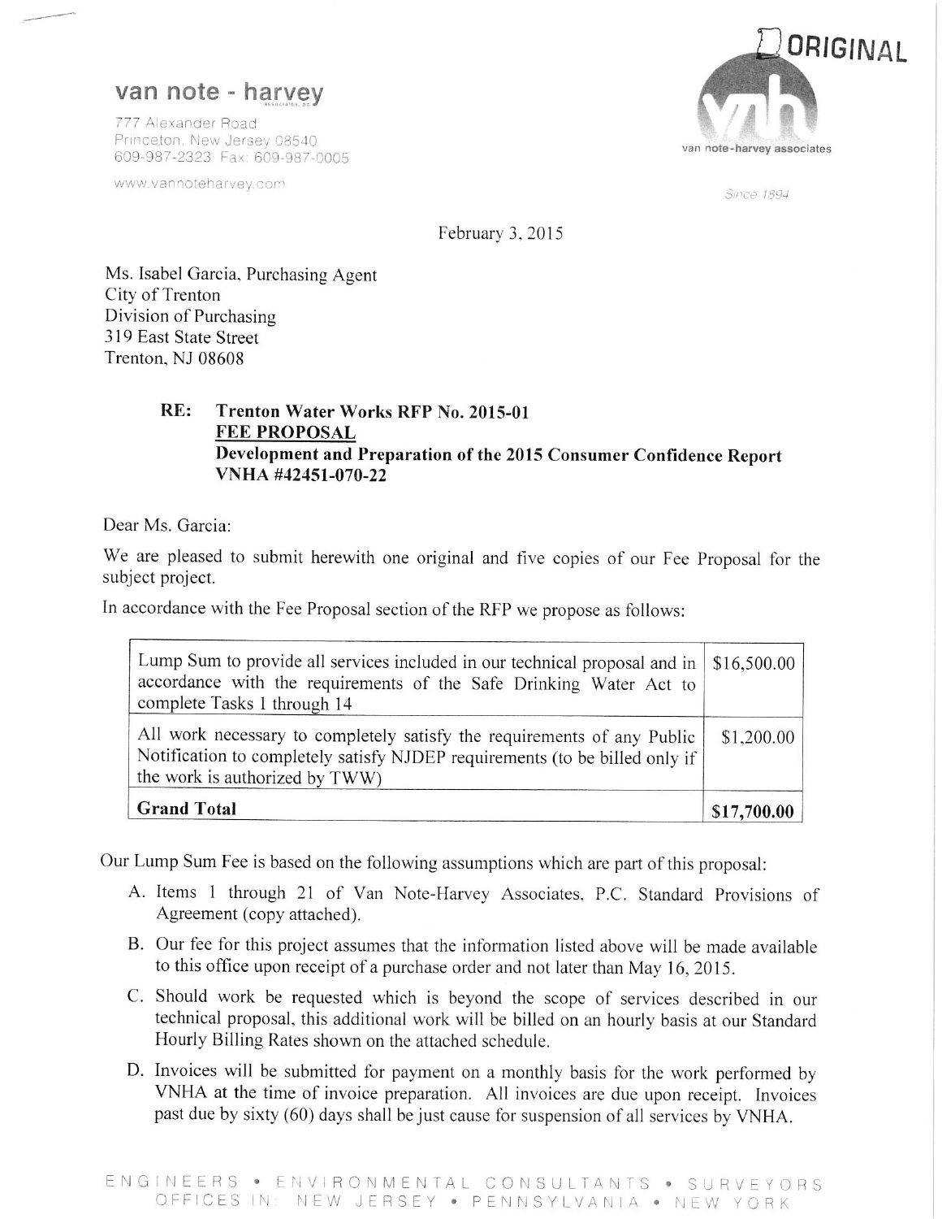**van note - harvey**

777 Alexander Road
Princeton, New Jersey 08540
609-987-2323 Fax: 609-987-0005

www.vannoteharvey.com

ORIGINAL

van note-harvey associates

Since 1894

February 3, 2015

Ms. Isabel Garcia, Purchasing Agent
City of Trenton
Division of Purchasing
319 East State Street
Trenton, NJ 08608

**RE: Trenton Water Works RFP No. 2015-01**
**FEE PROPOSAL**
**Development and Preparation of the 2015 Consumer Confidence Report**
**VNHA #42451-070-22**

Dear Ms. Garcia:

We are pleased to submit herewith one original and five copies of our Fee Proposal for the subject project.

In accordance with the Fee Proposal section of the RFP we propose as follows:

| | |
|---|---|
| Lump Sum to provide all services included in our technical proposal and in accordance with the requirements of the Safe Drinking Water Act to complete Tasks 1 through 14 | $16,500.00 |
| All work necessary to completely satisfy the requirements of any Public Notification to completely satisfy NJDEP requirements (to be billed only if the work is authorized by TWW) | $1,200.00 |
| **Grand Total** | **$17,700.00** |

Our Lump Sum Fee is based on the following assumptions which are part of this proposal:

A. Items 1 through 21 of Van Note-Harvey Associates, P.C. Standard Provisions of Agreement (copy attached).

B. Our fee for this project assumes that the information listed above will be made available to this office upon receipt of a purchase order and not later than May 16, 2015.

C. Should work be requested which is beyond the scope of services described in our technical proposal, this additional work will be billed on an hourly basis at our Standard Hourly Billing Rates shown on the attached schedule.

D. Invoices will be submitted for payment on a monthly basis for the work performed by VNHA at the time of invoice preparation. All invoices are due upon receipt. Invoices past due by sixty (60) days shall be just cause for suspension of all services by VNHA.

ENGINEERS • ENVIRONMENTAL CONSULTANTS • SURVEYORS
OFFICES IN: NEW JERSEY • PENNSYLVANIA • NEW YORK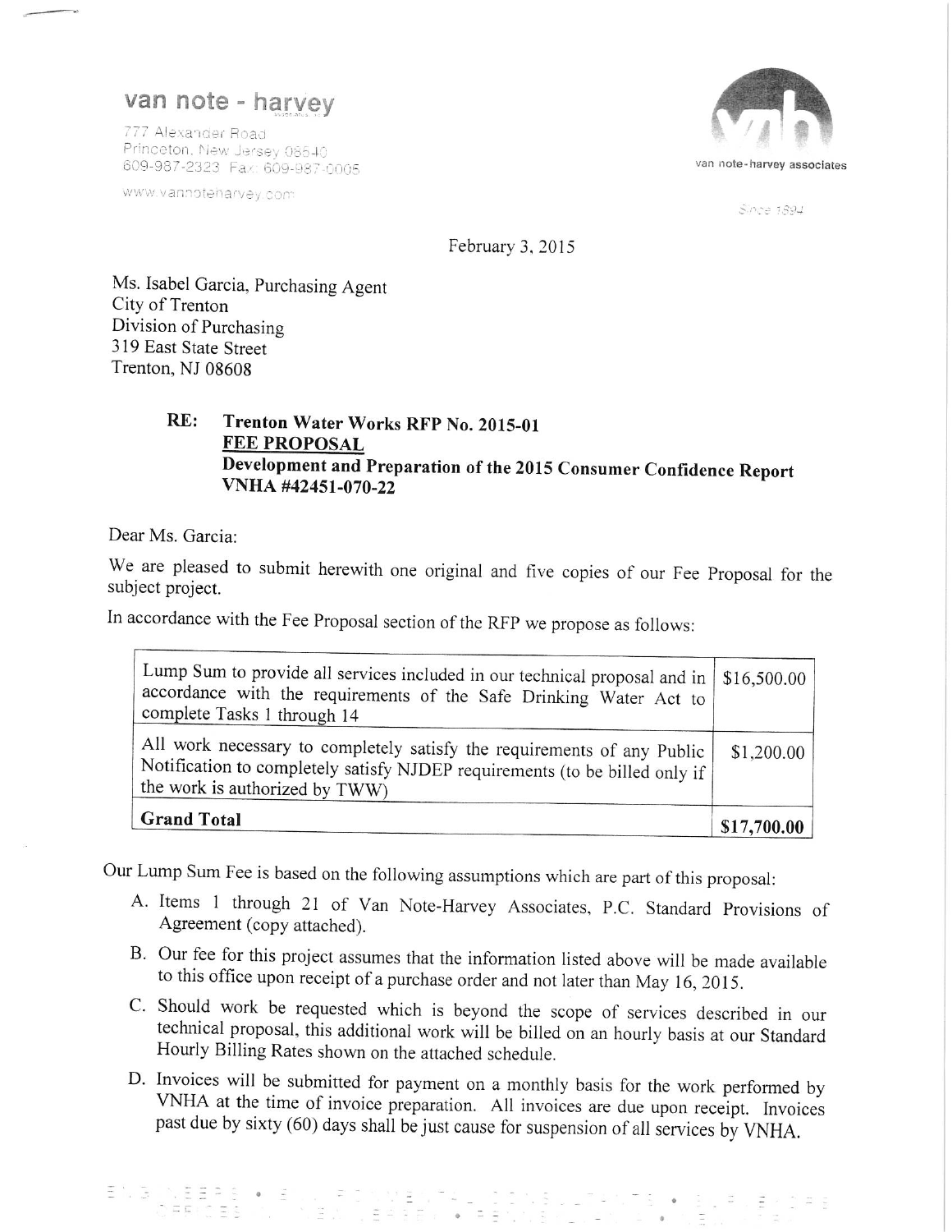van note - harvey

777 Alexander Road
Princeton, New Jersey 08540
609-987-2323 Fax: 609-987-0005

www.vannoteharvey.com

van note-harvey associates

Since 1894

February 3, 2015

Ms. Isabel Garcia, Purchasing Agent
City of Trenton
Division of Purchasing
319 East State Street
Trenton, NJ 08608

**RE: Trenton Water Works RFP No. 2015-01**
**FEE PROPOSAL**
**Development and Preparation of the 2015 Consumer Confidence Report**
**VNHA #42451-070-22**

Dear Ms. Garcia:

We are pleased to submit herewith one original and five copies of our Fee Proposal for the subject project.

In accordance with the Fee Proposal section of the RFP we propose as follows:

| | |
|---|---|
| Lump Sum to provide all services included in our technical proposal and in accordance with the requirements of the Safe Drinking Water Act to complete Tasks 1 through 14 | $16,500.00 |
| All work necessary to completely satisfy the requirements of any Public Notification to completely satisfy NJDEP requirements (to be billed only if the work is authorized by TWW) | $1,200.00 |
| **Grand Total** | **$17,700.00** |

Our Lump Sum Fee is based on the following assumptions which are part of this proposal:

A. Items 1 through 21 of Van Note-Harvey Associates, P.C. Standard Provisions of Agreement (copy attached).

B. Our fee for this project assumes that the information listed above will be made available to this office upon receipt of a purchase order and not later than May 16, 2015.

C. Should work be requested which is beyond the scope of services described in our technical proposal, this additional work will be billed on an hourly basis at our Standard Hourly Billing Rates shown on the attached schedule.

D. Invoices will be submitted for payment on a monthly basis for the work performed by VNHA at the time of invoice preparation. All invoices are due upon receipt. Invoices past due by sixty (60) days shall be just cause for suspension of all services by VNHA.